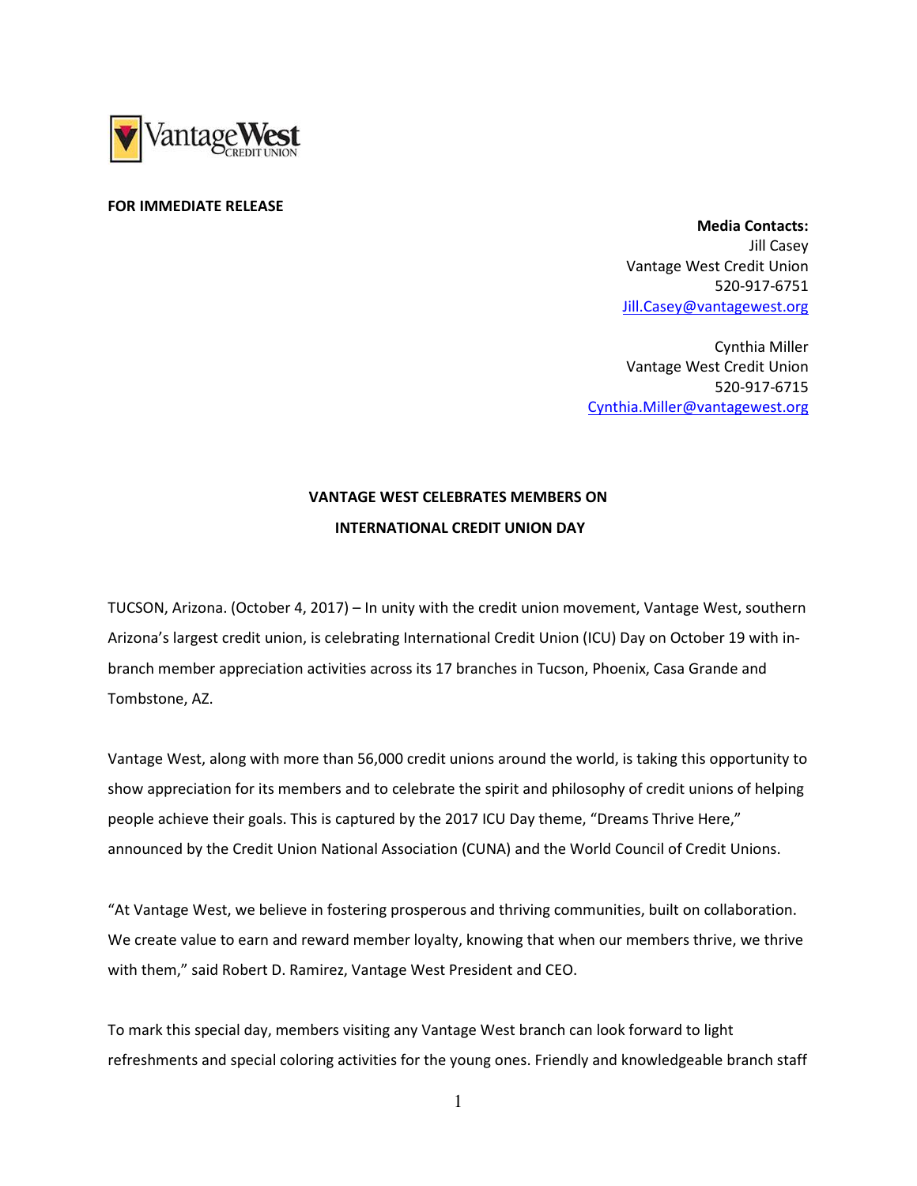Vantage West Credit Union

**FOR IMMEDIATE RELEASE**

**Media Contacts:**
Jill Casey
Vantage West Credit Union
520-917-6751
Jill.Casey@vantagewest.org

Cynthia Miller
Vantage West Credit Union
520-917-6715
Cynthia.Miller@vantagewest.org

# VANTAGE WEST CELEBRATES MEMBERS ON INTERNATIONAL CREDIT UNION DAY

TUCSON, Arizona. (October 4, 2017) – In unity with the credit union movement, Vantage West, southern Arizona's largest credit union, is celebrating International Credit Union (ICU) Day on October 19 with in-branch member appreciation activities across its 17 branches in Tucson, Phoenix, Casa Grande and Tombstone, AZ.

Vantage West, along with more than 56,000 credit unions around the world, is taking this opportunity to show appreciation for its members and to celebrate the spirit and philosophy of credit unions of helping people achieve their goals. This is captured by the 2017 ICU Day theme, "Dreams Thrive Here," announced by the Credit Union National Association (CUNA) and the World Council of Credit Unions.

"At Vantage West, we believe in fostering prosperous and thriving communities, built on collaboration. We create value to earn and reward member loyalty, knowing that when our members thrive, we thrive with them," said Robert D. Ramirez, Vantage West President and CEO.

To mark this special day, members visiting any Vantage West branch can look forward to light refreshments and special coloring activities for the young ones. Friendly and knowledgeable branch staff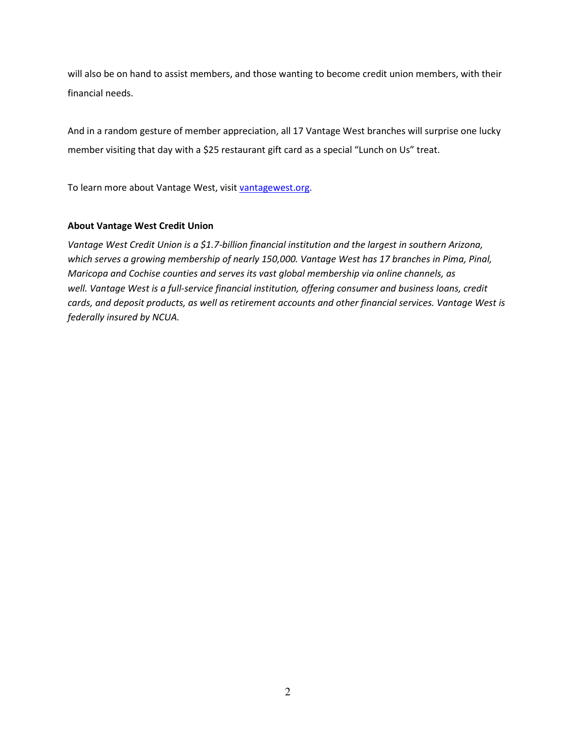will also be on hand to assist members, and those wanting to become credit union members, with their financial needs.

And in a random gesture of member appreciation, all 17 Vantage West branches will surprise one lucky member visiting that day with a $25 restaurant gift card as a special “Lunch on Us” treat.

To learn more about Vantage West, visit [vantagewest.org](vantagewest.org).

**About Vantage West Credit Union**

*Vantage West Credit Union is a $1.7-billion financial institution and the largest in southern Arizona, which serves a growing membership of nearly 150,000. Vantage West has 17 branches in Pima, Pinal, Maricopa and Cochise counties and serves its vast global membership via online channels, as well. Vantage West is a full-service financial institution, offering consumer and business loans, credit cards, and deposit products, as well as retirement accounts and other financial services. Vantage West is federally insured by NCUA.*